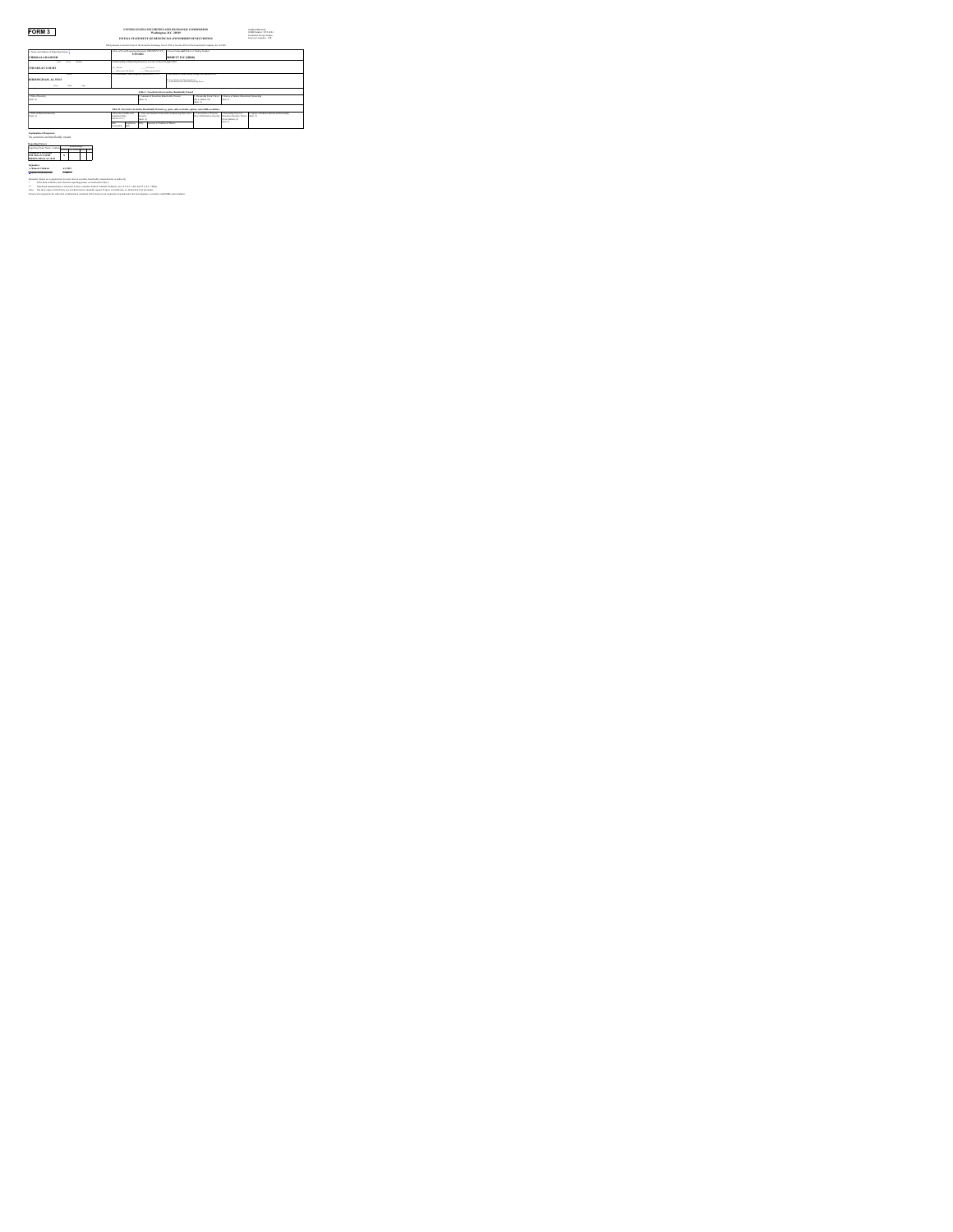# FORM 3

**UNITED STATES SECURITIES AND EXCHANGE COMMISSION**
**Washington, D.C. 20549**

**INITIAL STATEMENT OF BENEFICIAL OWNERSHIP OF SECURITIES**

Filed pursuant to Section 16(a) of the Securities Exchange Act of 1934 or Section 30(h) of the Investment Company Act of 1940

OMB APPROVAL
OMB Number: 3235-0104
Estimated average burden
hours per response... 0.5

| 1. Name and Address of Reporting Person * | 2. Date of Event Requiring Statement (MM/DD/YYYY) | 3. Issuer Name and Ticker or Trading Symbol |
| --- | --- | --- |
| CHIKKALA RAMESH | 5/27/2022 | BIOKEY INC (BKYI) |
| (Last) (First) (Middle) | 4. Relationship of Reporting Person(s) to Issuer (Check all applicable) | |
| 2769 SELAN COURT | X Director / 10% Owner / Officer (give title below) / Other (specify below) | |
| (Street) | 5. If Amendment, Date Original Filed (MM/DD/YYYY) | 6. Individual or Joint/Group Filing (Check Applicable Line) |
| BIRMINGHAM, AL 35211 | | Form filed by One Reporting Person / Form filed by More than One Reporting Person |
| (City) (State) (Zip) | | |

**Table I - Non-Derivative Securities Beneficially Owned**

| 1.Title of Security (Instr. 4) | 2. Amount of Securities Beneficially Owned (Instr. 4) | 3. Ownership Form: Direct (D) or Indirect (I) (Instr. 5) | 4. Nature of Indirect Beneficial Ownership (Instr. 5) |
| --- | --- | --- | --- |

**Table II - Derivative Securities Beneficially Owned (e.g., puts, calls, warrants, options, convertible securities)**

| 1. Title of Derivate Security (Instr. 4) | 2. Date Exercisable and Expiration Date (MM/DD/YYYY) | | 3. Title and Amount of Securities Underlying Derivative Security (Instr. 4) | | 4. Conversion or Exercise Price of Derivative Security | 5. Ownership Form of Derivative Security: Direct (D) or Indirect (I) (Instr. 5) | 6. Nature of Indirect Beneficial Ownership (Instr. 5) |
| --- | --- | --- | --- | --- | --- | --- | --- |
| | Date Exercisable | Expiration Date | Title | Amount or Number of Shares | | | |

**Explanation of Responses:**

No securities are beneficially owned.

**Reporting Owners**

| Reporting Owner Name / Address | Relationships | | | |
| --- | --- | --- | --- | --- |
| | Director | 10% Owner | Officer | Other |
| CHIKKALA RAMESH<br>2769 SELAN COURT<br>BIRMINGHAM, AL 35211 | X | | | |

**Signatures**

/s/ Ramesh Chikkala — 6/1/2022

** Signature of Reporting Person — Date

Reminder: Report on a separate line for each class of securities beneficially owned directly or indirectly.

\* If the form is filed by more than one reporting person, see Instruction 5(b)(v).

\*\* Intentional misstatements or omissions of facts constitute Federal Criminal Violations. See 18 U.S.C. 1001 and 15 U.S.C. 78ff(a).

Note: File three copies of this Form, one of which must be manually signed. If space is insufficient, see Instruction 6 for procedure.

Persons who respond to the collection of information contained in this form are not required to respond unless the form displays a currently valid OMB number.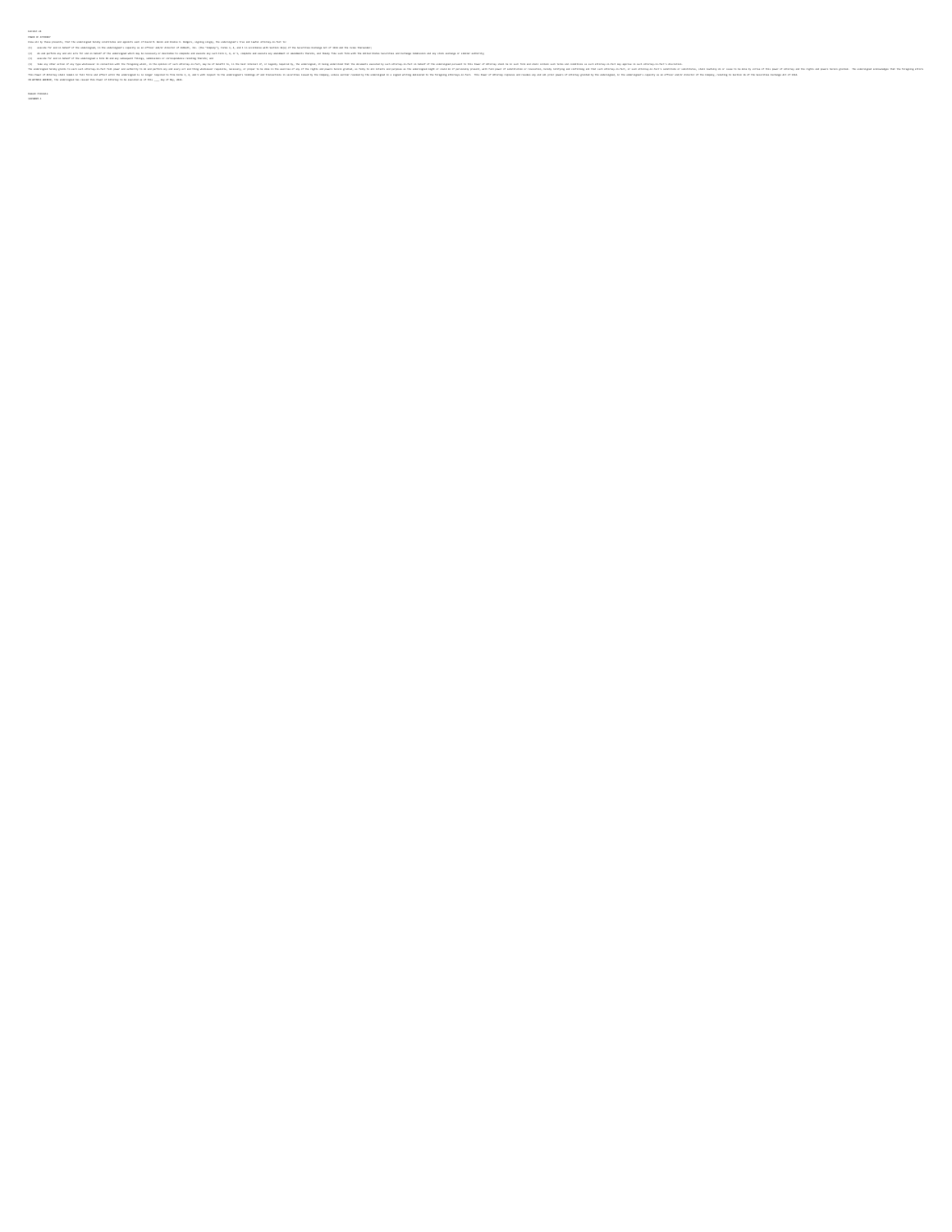Exhibit 24

POWER OF ATTORNEY

Know all by these presents, that the undersigned hereby constitutes and appoints each of David M. Beirne and Bradley A. Rodgers, signing singly, the undersigned's true and lawful attorney-in-fact to:

(1) execute for and on behalf of the undersigned, in the undersigned's capacity as an officer and/or director of Redfin, Inc. (the "Company"), Forms 3, 4, and 5 in accordance with Section 16(a) of the Securities Exchange Act of 1934 and the rules thereunder;

(2) do and perform any and all acts for and on behalf of the undersigned which may be necessary or desirable to complete and execute any such Form 3, 4, or 5, complete and execute any amendment or amendments thereto, and timely file such form with the United States Securities and Exchange Commission and any stock exchange or similar authority;

(3) execute for and on behalf of the undersigned a Form ID and any subsequent filings, submissions or correspondence relating thereto; and

(4) take any other action of any type whatsoever in connection with the foregoing which, in the opinion of such attorney-in-fact, may be of benefit to, in the best interest of, or legally required by, the undersigned, it being understood that the documents executed by such attorney-in-fact on behalf of the undersigned pursuant to this Power of Attorney shall be in such form and shall contain such terms and conditions as such attorney-in-fact may approve in such attorney-in-fact's discretion.

The undersigned hereby grants to each such attorney-in-fact full power and authority to do and perform any and every act and thing whatsoever requisite, necessary, or proper to be done in the exercise of any of the rights and powers herein granted, as fully to all intents and purposes as the undersigned might or could do if personally present, with full power of substitution or revocation, hereby ratifying and confirming all that such attorney-in-fact, or such attorney-in-fact's substitute or substitutes, shall lawfully do or cause to be done by virtue of this power of attorney and the rights and powers herein granted. The undersigned acknowledges that the foregoing attorneys-in-fact, in serving in such capacity at the request of the undersigned, are not assuming, nor is the Company assuming, any of the undersigned's responsibilities to comply with Section 16 of the Securities Exchange Act of 1934.

This Power of Attorney shall remain in full force and effect until the undersigned is no longer required to file Forms 3, 4, and 5 with respect to the undersigned's holdings of and transactions in securities issued by the Company, unless earlier revoked by the undersigned in a signed writing delivered to the foregoing attorneys-in-fact. This Power of Attorney revokes any and all prior powers of attorney granted by the undersigned, in the undersigned's capacity as an officer and/or director of the Company, relating to Section 16 of the Securities Exchange Act of 1934.

IN WITNESS WHEREOF, the undersigned has caused this Power of Attorney to be executed as of this ___ day of May, 2018.

Susan Thomas

Signature